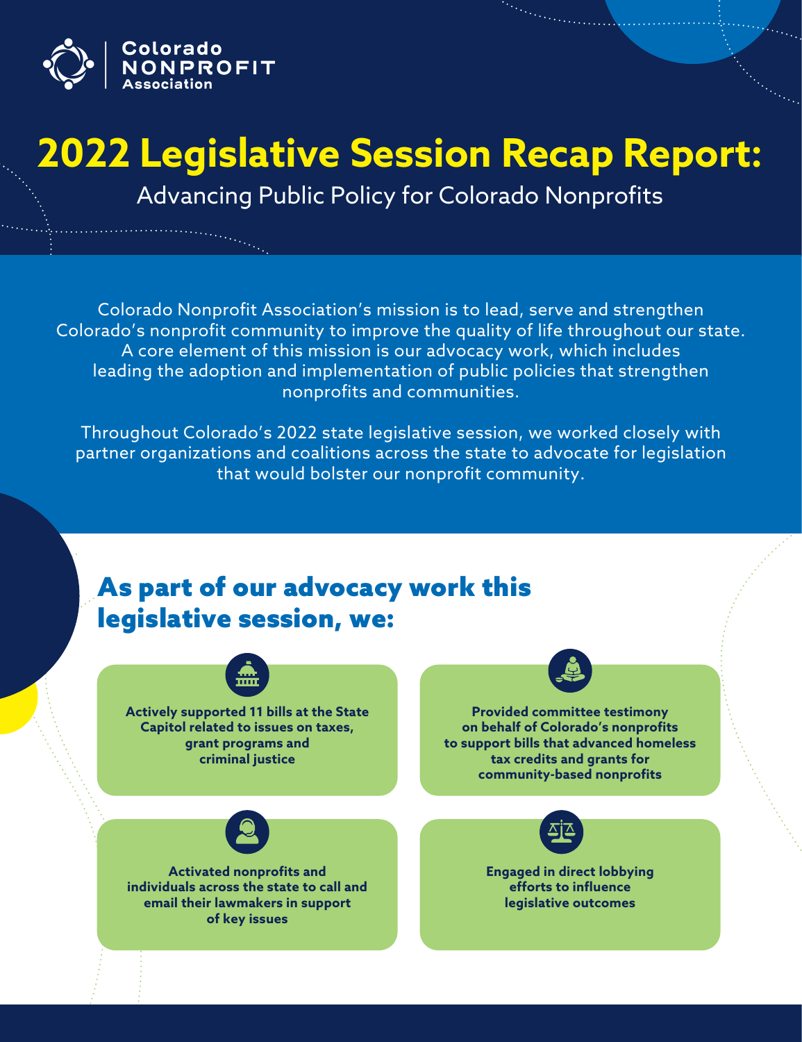Colorado NONPROFIT Association

# 2022 Legislative Session Recap Report:

Advancing Public Policy for Colorado Nonprofits

Colorado Nonprofit Association's mission is to lead, serve and strengthen Colorado's nonprofit community to improve the quality of life throughout our state. A core element of this mission is our advocacy work, which includes leading the adoption and implementation of public policies that strengthen nonprofits and communities.

Throughout Colorado's 2022 state legislative session, we worked closely with partner organizations and coalitions across the state to advocate for legislation that would bolster our nonprofit community.

## As part of our advocacy work this legislative session, we:

- **Actively supported 11 bills at the State Capitol related to issues on taxes, grant programs and criminal justice**
- **Provided committee testimony on behalf of Colorado's nonprofits to support bills that advanced homeless tax credits and grants for community-based nonprofits**
- **Activated nonprofits and individuals across the state to call and email their lawmakers in support of key issues**
- **Engaged in direct lobbying efforts to influence legislative outcomes**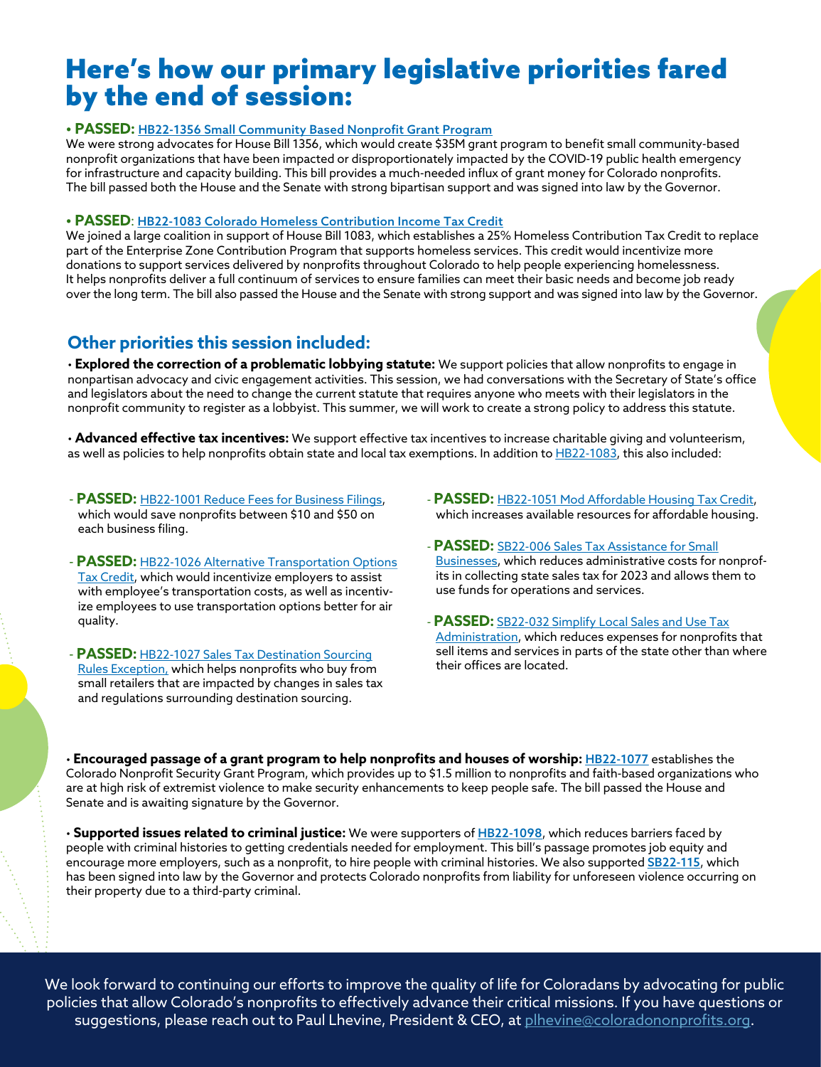# Here's how our primary legislative priorities fared by the end of session:

• **PASSED:** HB22-1356 Small Community Based Nonprofit Grant Program

We were strong advocates for House Bill 1356, which would create $35M grant program to benefit small community-based nonprofit organizations that have been impacted or disproportionately impacted by the COVID-19 public health emergency for infrastructure and capacity building. This bill provides a much-needed influx of grant money for Colorado nonprofits. The bill passed both the House and the Senate with strong bipartisan support and was signed into law by the Governor.

• **PASSED**: HB22-1083 Colorado Homeless Contribution Income Tax Credit

We joined a large coalition in support of House Bill 1083, which establishes a 25% Homeless Contribution Tax Credit to replace part of the Enterprise Zone Contribution Program that supports homeless services. This credit would incentivize more donations to support services delivered by nonprofits throughout Colorado to help people experiencing homelessness. It helps nonprofits deliver a full continuum of services to ensure families can meet their basic needs and become job ready over the long term. The bill also passed the House and the Senate with strong support and was signed into law by the Governor.

## Other priorities this session included:

• **Explored the correction of a problematic lobbying statute:** We support policies that allow nonprofits to engage in nonpartisan advocacy and civic engagement activities. This session, we had conversations with the Secretary of State's office and legislators about the need to change the current statute that requires anyone who meets with their legislators in the nonprofit community to register as a lobbyist. This summer, we will work to create a strong policy to address this statute.

• **Advanced effective tax incentives:** We support effective tax incentives to increase charitable giving and volunteerism, as well as policies to help nonprofits obtain state and local tax exemptions. In addition to HB22-1083, this also included:

- **PASSED:** HB22-1001 Reduce Fees for Business Filings, which would save nonprofits between $10 and $50 on each business filing.
- **PASSED:** HB22-1026 Alternative Transportation Options Tax Credit, which would incentivize employers to assist with employee's transportation costs, as well as incentivize employees to use transportation options better for air quality.
- **PASSED:** HB22-1027 Sales Tax Destination Sourcing Rules Exception, which helps nonprofits who buy from small retailers that are impacted by changes in sales tax and regulations surrounding destination sourcing.
- **PASSED:** HB22-1051 Mod Affordable Housing Tax Credit, which increases available resources for affordable housing.
- **PASSED:** SB22-006 Sales Tax Assistance for Small Businesses, which reduces administrative costs for nonprofits in collecting state sales tax for 2023 and allows them to use funds for operations and services.
- **PASSED:** SB22-032 Simplify Local Sales and Use Tax Administration, which reduces expenses for nonprofits that sell items and services in parts of the state other than where their offices are located.

• **Encouraged passage of a grant program to help nonprofits and houses of worship:** **HB22-1077** establishes the Colorado Nonprofit Security Grant Program, which provides up to $1.5 million to nonprofits and faith-based organizations who are at high risk of extremist violence to make security enhancements to keep people safe. The bill passed the House and Senate and is awaiting signature by the Governor.

• **Supported issues related to criminal justice:** We were supporters of **HB22-1098**, which reduces barriers faced by people with criminal histories to getting credentials needed for employment. This bill's passage promotes job equity and encourage more employers, such as a nonprofit, to hire people with criminal histories. We also supported **SB22-115**, which has been signed into law by the Governor and protects Colorado nonprofits from liability for unforeseen violence occurring on their property due to a third-party criminal.

We look forward to continuing our efforts to improve the quality of life for Coloradans by advocating for public policies that allow Colorado's nonprofits to effectively advance their critical missions. If you have questions or suggestions, please reach out to Paul Lhevine, President & CEO, at plhevine@coloradononprofits.org.